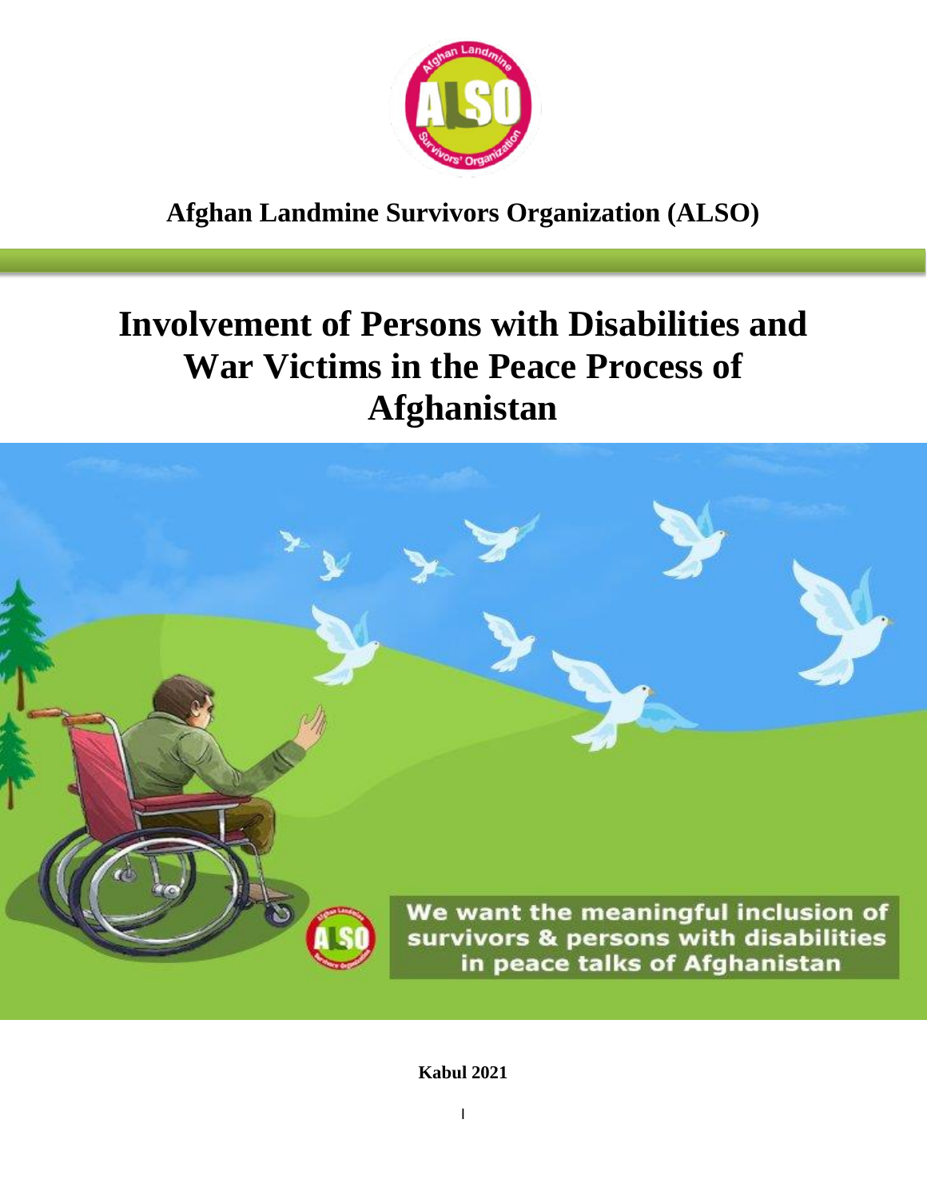**Afghan Landmine Survivors Organization (ALSO)**

# Involvement of Persons with Disabilities and War Victims in the Peace Process of Afghanistan

We want the meaningful inclusion of survivors & persons with disabilities in peace talks of Afghanistan

**Kabul 2021**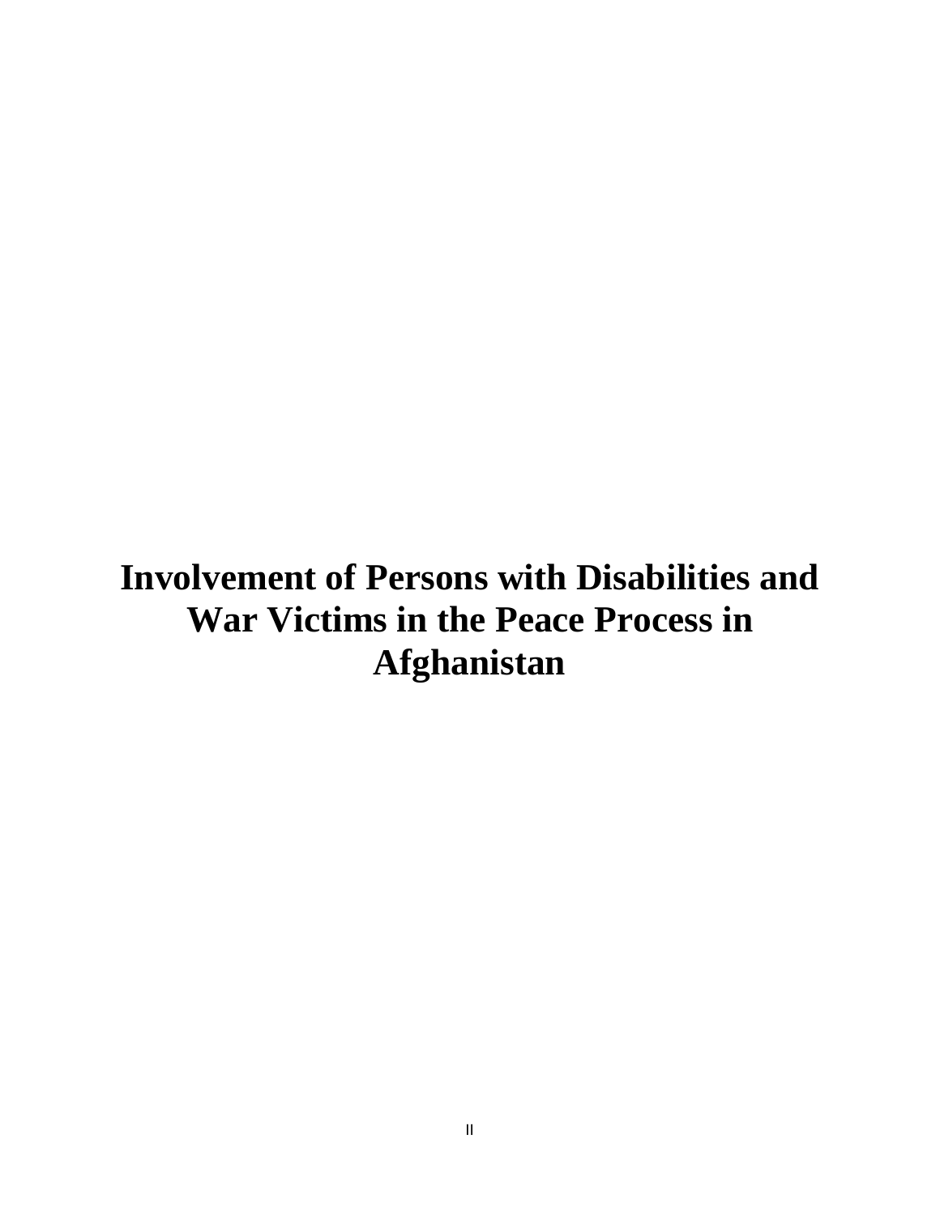# Involvement of Persons with Disabilities and War Victims in the Peace Process in Afghanistan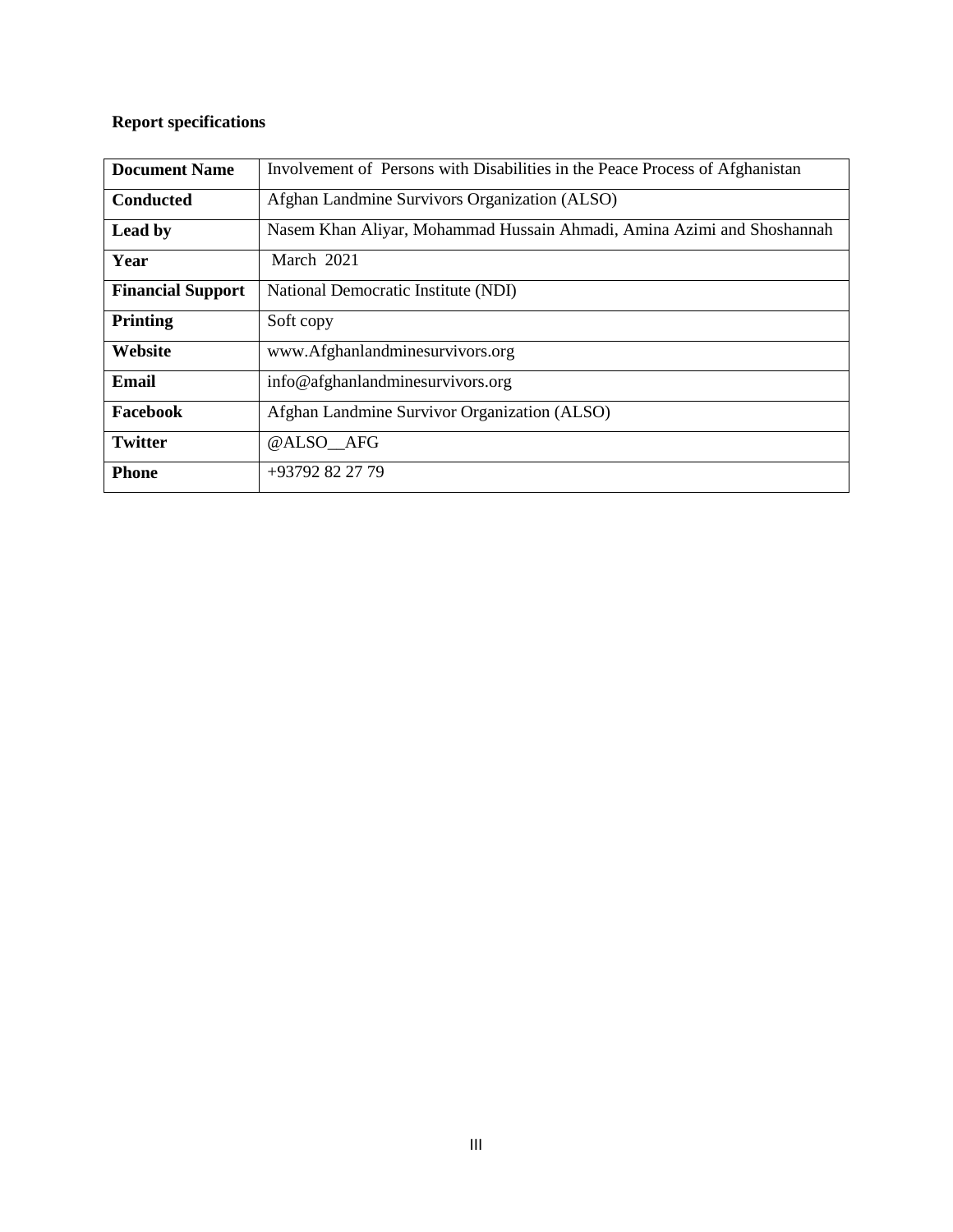**Report specifications**

| Document Name | Involvement of Persons with Disabilities in the Peace Process of Afghanistan |
|---|---|
| **Conducted** | Afghan Landmine Survivors Organization (ALSO) |
| **Lead by** | Nasem Khan Aliyar, Mohammad Hussain Ahmadi, Amina Azimi and Shoshannah |
| **Year** | March 2021 |
| **Financial Support** | National Democratic Institute (NDI) |
| **Printing** | Soft copy |
| **Website** | www.Afghanlandminesurvivors.org |
| **Email** | info@afghanlandminesurvivors.org |
| **Facebook** | Afghan Landmine Survivor Organization (ALSO) |
| **Twitter** | @ALSO__AFG |
| **Phone** | +93792 82 27 79 |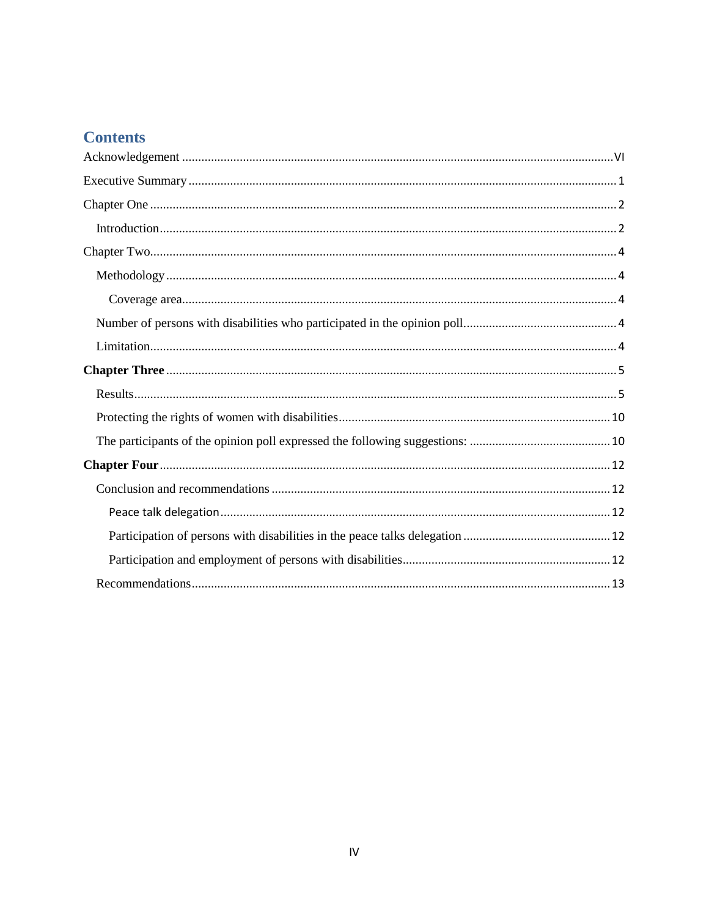# Contents

Acknowledgement ........ VI

Executive Summary ........ 1

Chapter One ........ 2

- Introduction ........ 2

Chapter Two ........ 4

- Methodology ........ 4
  - Coverage area ........ 4
- Number of persons with disabilities who participated in the opinion poll ........ 4
- Limitation ........ 4

**Chapter Three** ........ 5

- Results ........ 5
- Protecting the rights of women with disabilities ........ 10
- The participants of the opinion poll expressed the following suggestions: ........ 10

**Chapter Four** ........ 12

- Conclusion and recommendations ........ 12
  - Peace talk delegation ........ 12
  - Participation of persons with disabilities in the peace talks delegation ........ 12
  - Participation and employment of persons with disabilities ........ 12
- Recommendations ........ 13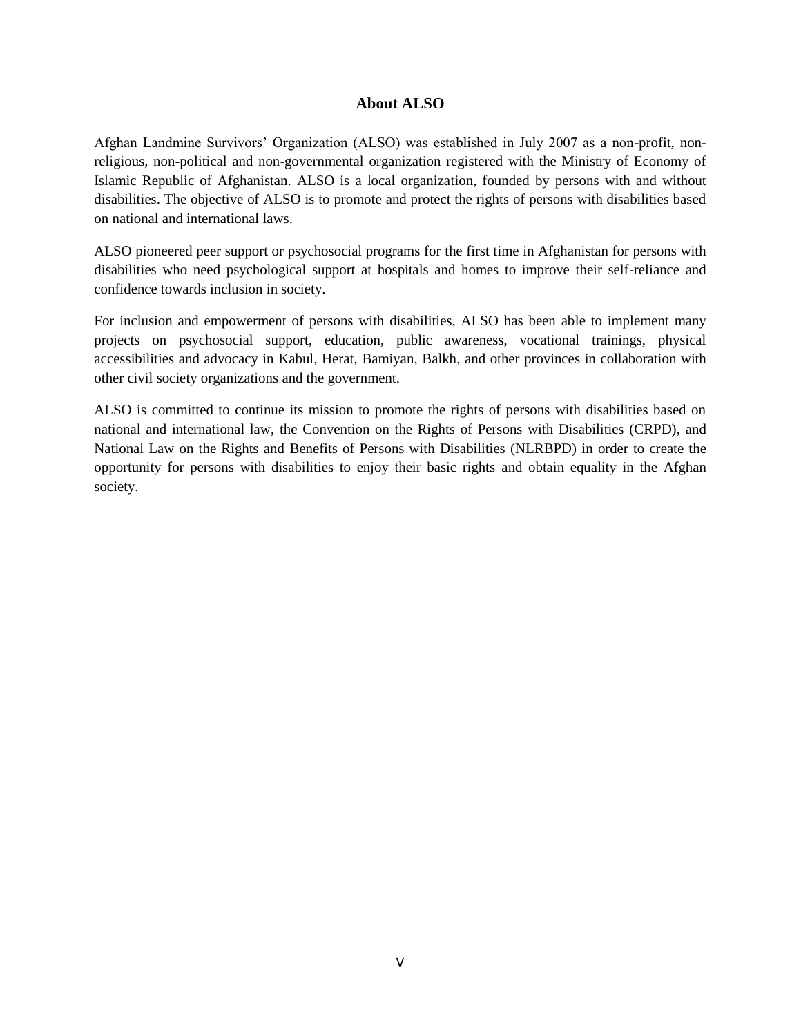## About ALSO

Afghan Landmine Survivors' Organization (ALSO) was established in July 2007 as a non-profit, non-religious, non-political and non-governmental organization registered with the Ministry of Economy of Islamic Republic of Afghanistan. ALSO is a local organization, founded by persons with and without disabilities. The objective of ALSO is to promote and protect the rights of persons with disabilities based on national and international laws.

ALSO pioneered peer support or psychosocial programs for the first time in Afghanistan for persons with disabilities who need psychological support at hospitals and homes to improve their self-reliance and confidence towards inclusion in society.

For inclusion and empowerment of persons with disabilities, ALSO has been able to implement many projects on psychosocial support, education, public awareness, vocational trainings, physical accessibilities and advocacy in Kabul, Herat, Bamiyan, Balkh, and other provinces in collaboration with other civil society organizations and the government.

ALSO is committed to continue its mission to promote the rights of persons with disabilities based on national and international law, the Convention on the Rights of Persons with Disabilities (CRPD), and National Law on the Rights and Benefits of Persons with Disabilities (NLRBPD) in order to create the opportunity for persons with disabilities to enjoy their basic rights and obtain equality in the Afghan society.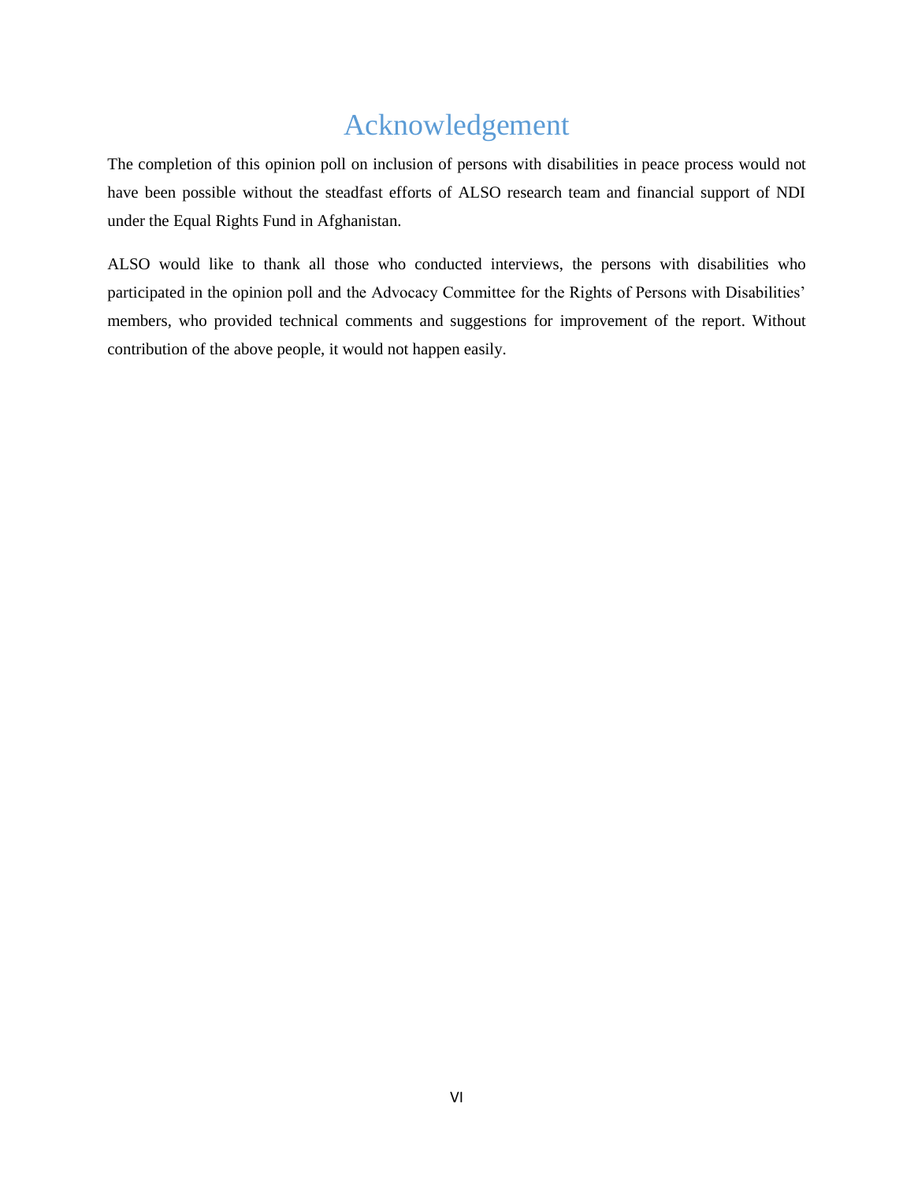# Acknowledgement

The completion of this opinion poll on inclusion of persons with disabilities in peace process would not have been possible without the steadfast efforts of ALSO research team and financial support of NDI under the Equal Rights Fund in Afghanistan.

ALSO would like to thank all those who conducted interviews, the persons with disabilities who participated in the opinion poll and the Advocacy Committee for the Rights of Persons with Disabilities' members, who provided technical comments and suggestions for improvement of the report. Without contribution of the above people, it would not happen easily.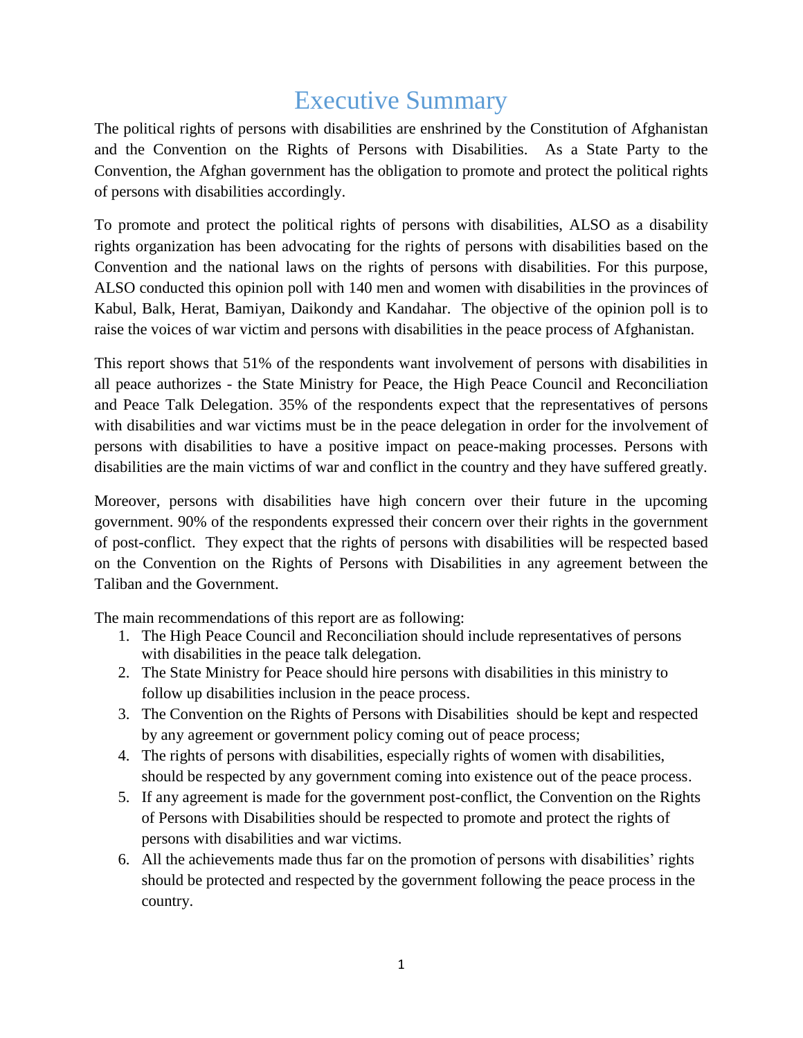# Executive Summary

The political rights of persons with disabilities are enshrined by the Constitution of Afghanistan and the Convention on the Rights of Persons with Disabilities. As a State Party to the Convention, the Afghan government has the obligation to promote and protect the political rights of persons with disabilities accordingly.

To promote and protect the political rights of persons with disabilities, ALSO as a disability rights organization has been advocating for the rights of persons with disabilities based on the Convention and the national laws on the rights of persons with disabilities. For this purpose, ALSO conducted this opinion poll with 140 men and women with disabilities in the provinces of Kabul, Balk, Herat, Bamiyan, Daikondy and Kandahar. The objective of the opinion poll is to raise the voices of war victim and persons with disabilities in the peace process of Afghanistan.

This report shows that 51% of the respondents want involvement of persons with disabilities in all peace authorizes - the State Ministry for Peace, the High Peace Council and Reconciliation and Peace Talk Delegation. 35% of the respondents expect that the representatives of persons with disabilities and war victims must be in the peace delegation in order for the involvement of persons with disabilities to have a positive impact on peace-making processes. Persons with disabilities are the main victims of war and conflict in the country and they have suffered greatly.

Moreover, persons with disabilities have high concern over their future in the upcoming government. 90% of the respondents expressed their concern over their rights in the government of post-conflict. They expect that the rights of persons with disabilities will be respected based on the Convention on the Rights of Persons with Disabilities in any agreement between the Taliban and the Government.

The main recommendations of this report are as following:

1. The High Peace Council and Reconciliation should include representatives of persons with disabilities in the peace talk delegation.
2. The State Ministry for Peace should hire persons with disabilities in this ministry to follow up disabilities inclusion in the peace process.
3. The Convention on the Rights of Persons with Disabilities should be kept and respected by any agreement or government policy coming out of peace process;
4. The rights of persons with disabilities, especially rights of women with disabilities, should be respected by any government coming into existence out of the peace process.
5. If any agreement is made for the government post-conflict, the Convention on the Rights of Persons with Disabilities should be respected to promote and protect the rights of persons with disabilities and war victims.
6. All the achievements made thus far on the promotion of persons with disabilities' rights should be protected and respected by the government following the peace process in the country.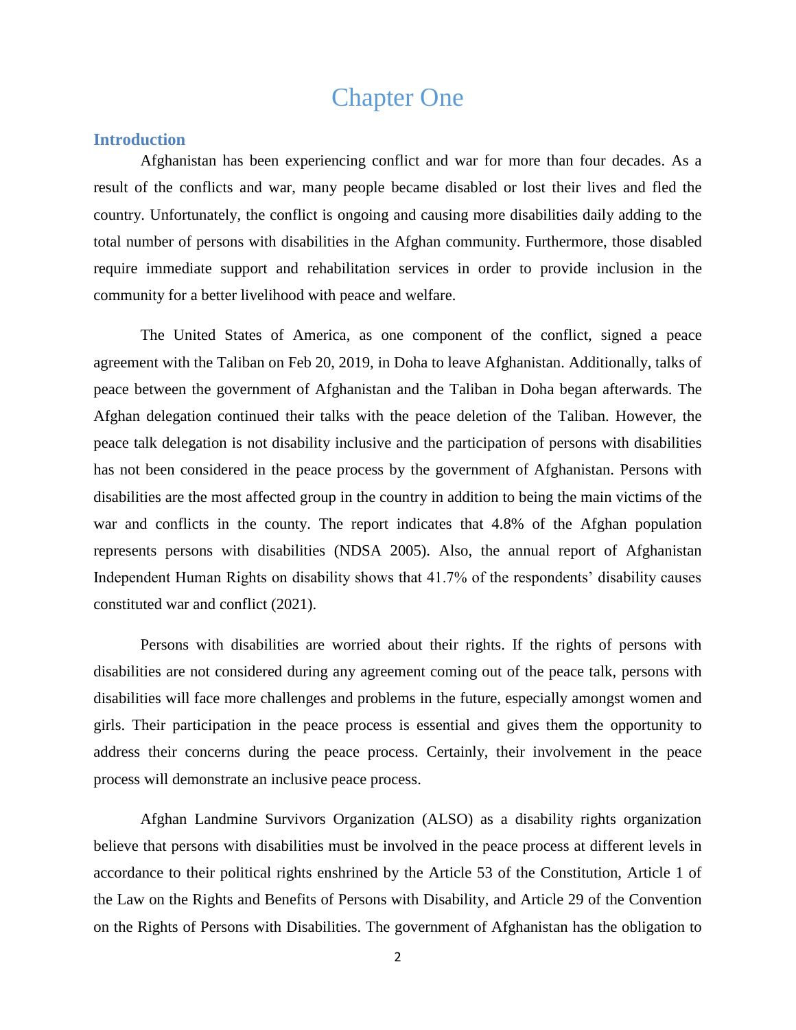# Chapter One

## Introduction

Afghanistan has been experiencing conflict and war for more than four decades. As a result of the conflicts and war, many people became disabled or lost their lives and fled the country. Unfortunately, the conflict is ongoing and causing more disabilities daily adding to the total number of persons with disabilities in the Afghan community. Furthermore, those disabled require immediate support and rehabilitation services in order to provide inclusion in the community for a better livelihood with peace and welfare.

The United States of America, as one component of the conflict, signed a peace agreement with the Taliban on Feb 20, 2019, in Doha to leave Afghanistan. Additionally, talks of peace between the government of Afghanistan and the Taliban in Doha began afterwards. The Afghan delegation continued their talks with the peace deletion of the Taliban. However, the peace talk delegation is not disability inclusive and the participation of persons with disabilities has not been considered in the peace process by the government of Afghanistan. Persons with disabilities are the most affected group in the country in addition to being the main victims of the war and conflicts in the county. The report indicates that 4.8% of the Afghan population represents persons with disabilities (NDSA 2005). Also, the annual report of Afghanistan Independent Human Rights on disability shows that 41.7% of the respondents' disability causes constituted war and conflict (2021).

Persons with disabilities are worried about their rights. If the rights of persons with disabilities are not considered during any agreement coming out of the peace talk, persons with disabilities will face more challenges and problems in the future, especially amongst women and girls. Their participation in the peace process is essential and gives them the opportunity to address their concerns during the peace process. Certainly, their involvement in the peace process will demonstrate an inclusive peace process.

Afghan Landmine Survivors Organization (ALSO) as a disability rights organization believe that persons with disabilities must be involved in the peace process at different levels in accordance to their political rights enshrined by the Article 53 of the Constitution, Article 1 of the Law on the Rights and Benefits of Persons with Disability, and Article 29 of the Convention on the Rights of Persons with Disabilities. The government of Afghanistan has the obligation to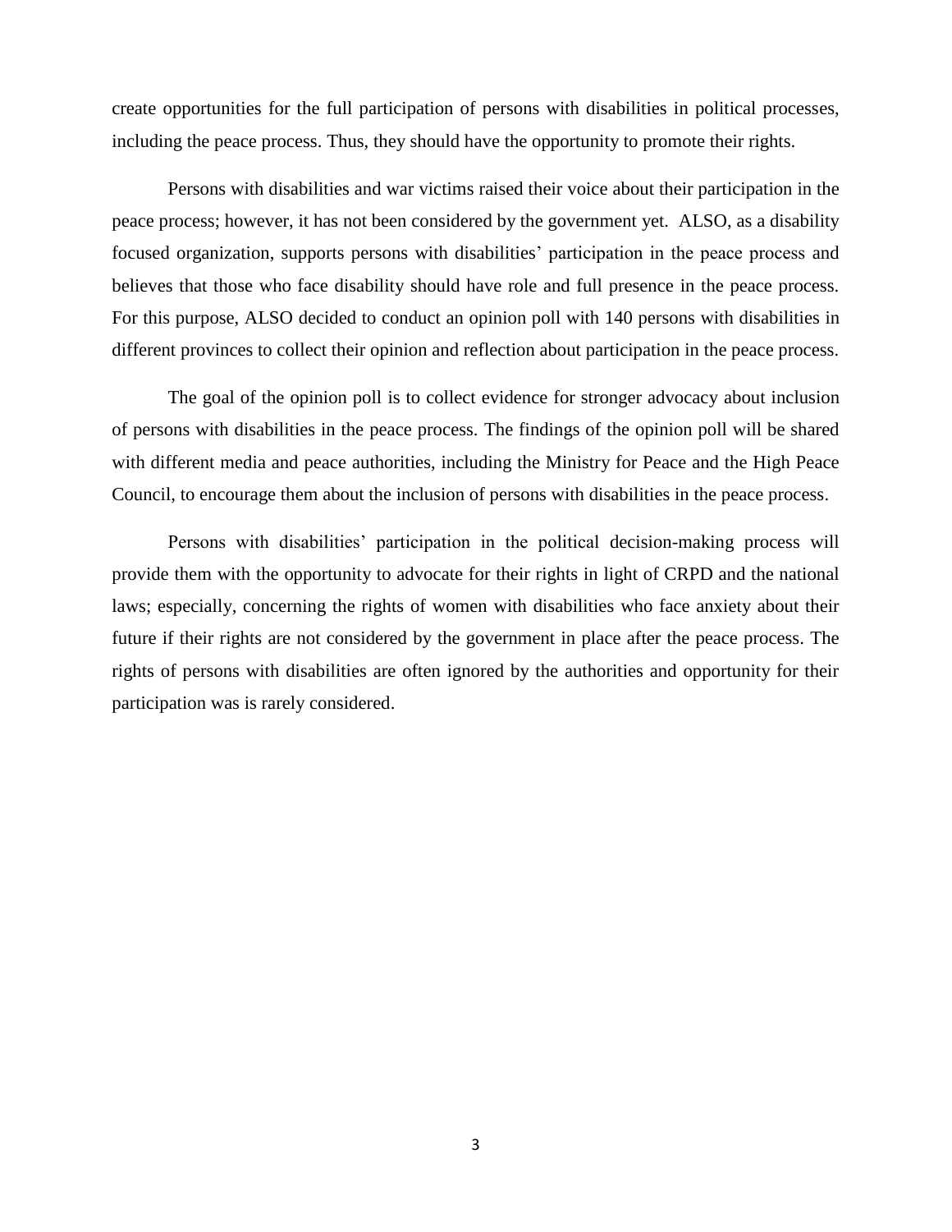create opportunities for the full participation of persons with disabilities in political processes, including the peace process. Thus, they should have the opportunity to promote their rights.

Persons with disabilities and war victims raised their voice about their participation in the peace process; however, it has not been considered by the government yet. ALSO, as a disability focused organization, supports persons with disabilities' participation in the peace process and believes that those who face disability should have role and full presence in the peace process. For this purpose, ALSO decided to conduct an opinion poll with 140 persons with disabilities in different provinces to collect their opinion and reflection about participation in the peace process.

The goal of the opinion poll is to collect evidence for stronger advocacy about inclusion of persons with disabilities in the peace process. The findings of the opinion poll will be shared with different media and peace authorities, including the Ministry for Peace and the High Peace Council, to encourage them about the inclusion of persons with disabilities in the peace process.

Persons with disabilities' participation in the political decision-making process will provide them with the opportunity to advocate for their rights in light of CRPD and the national laws; especially, concerning the rights of women with disabilities who face anxiety about their future if their rights are not considered by the government in place after the peace process. The rights of persons with disabilities are often ignored by the authorities and opportunity for their participation was is rarely considered.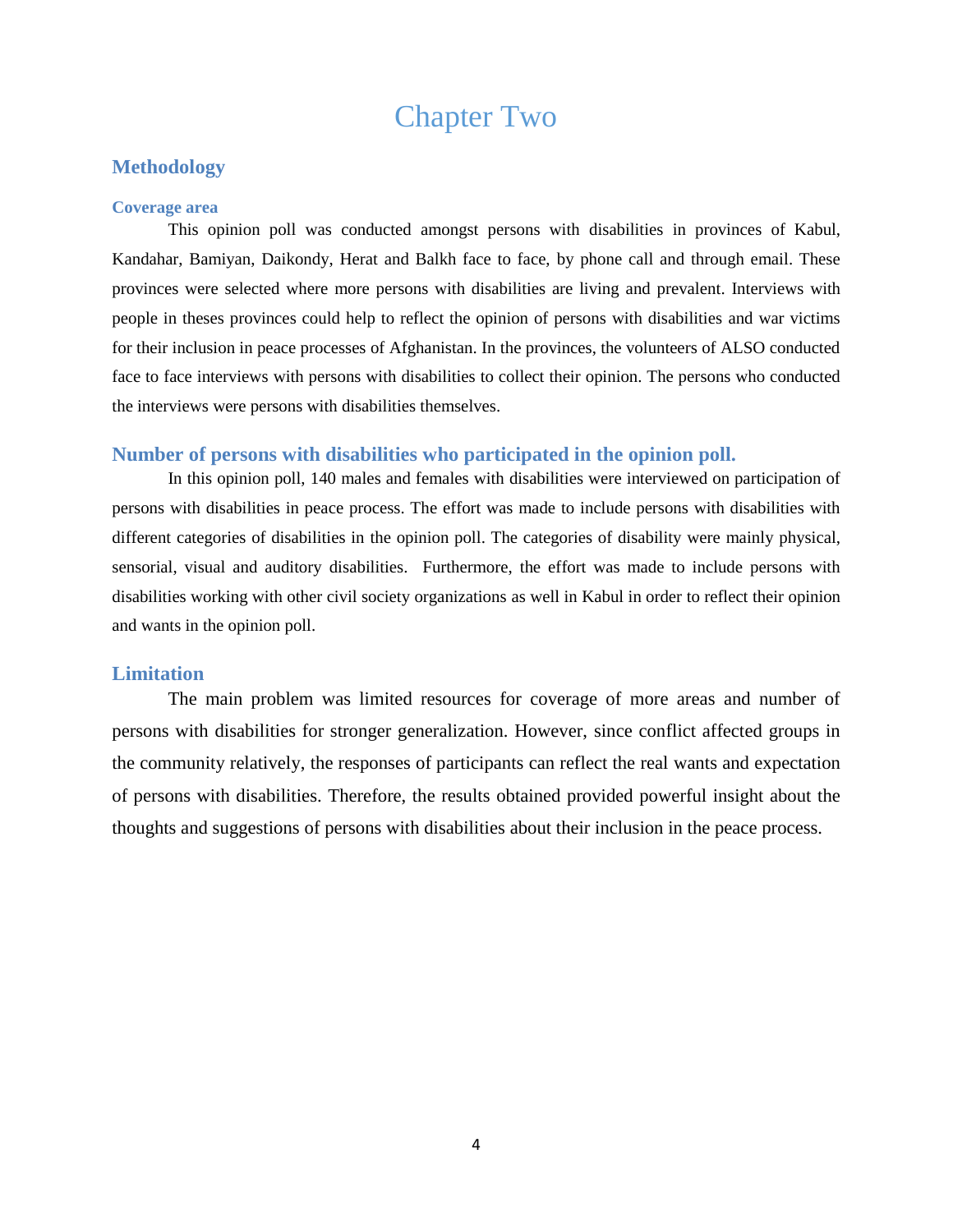# Chapter Two

## Methodology

### Coverage area

This opinion poll was conducted amongst persons with disabilities in provinces of Kabul, Kandahar, Bamiyan, Daikondy, Herat and Balkh face to face, by phone call and through email. These provinces were selected where more persons with disabilities are living and prevalent. Interviews with people in theses provinces could help to reflect the opinion of persons with disabilities and war victims for their inclusion in peace processes of Afghanistan. In the provinces, the volunteers of ALSO conducted face to face interviews with persons with disabilities to collect their opinion. The persons who conducted the interviews were persons with disabilities themselves.

## Number of persons with disabilities who participated in the opinion poll.

In this opinion poll, 140 males and females with disabilities were interviewed on participation of persons with disabilities in peace process. The effort was made to include persons with disabilities with different categories of disabilities in the opinion poll. The categories of disability were mainly physical, sensorial, visual and auditory disabilities. Furthermore, the effort was made to include persons with disabilities working with other civil society organizations as well in Kabul in order to reflect their opinion and wants in the opinion poll.

## Limitation

The main problem was limited resources for coverage of more areas and number of persons with disabilities for stronger generalization. However, since conflict affected groups in the community relatively, the responses of participants can reflect the real wants and expectation of persons with disabilities. Therefore, the results obtained provided powerful insight about the thoughts and suggestions of persons with disabilities about their inclusion in the peace process.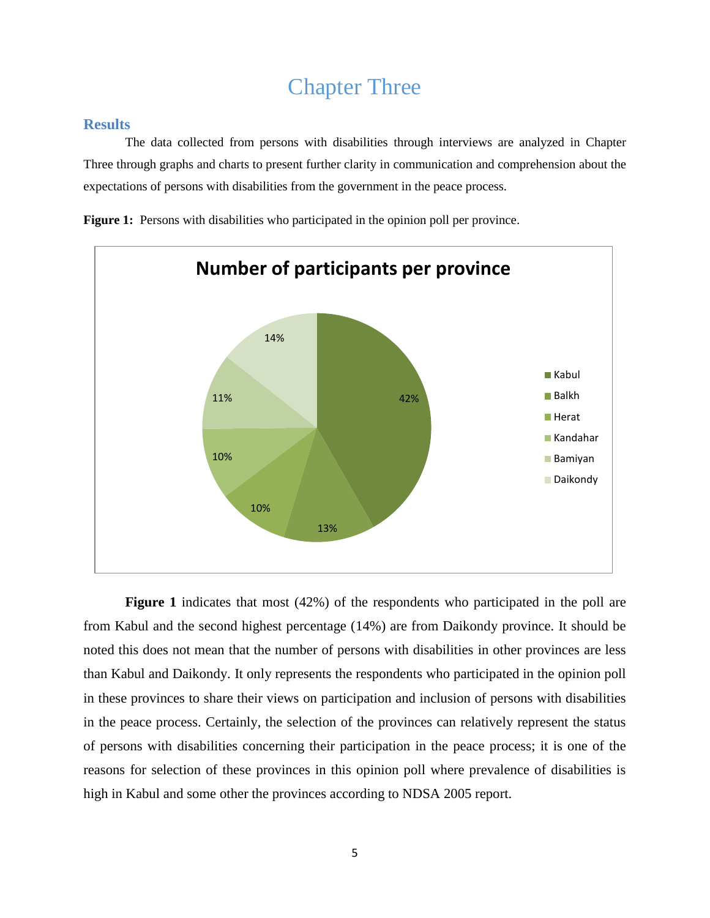# Chapter Three

## Results

The data collected from persons with disabilities through interviews are analyzed in Chapter Three through graphs and charts to present further clarity in communication and comprehension about the expectations of persons with disabilities from the government in the peace process.

**Figure 1:** Persons with disabilities who participated in the opinion poll per province.

**Number of participants per province**

| Province | Percentage |
| --- | --- |
| Kabul | 42% |
| Balkh | 13% |
| Herat | 10% |
| Kandahar | 10% |
| Bamiyan | 11% |
| Daikondy | 14% |

**Figure 1** indicates that most (42%) of the respondents who participated in the poll are from Kabul and the second highest percentage (14%) are from Daikondy province. It should be noted this does not mean that the number of persons with disabilities in other provinces are less than Kabul and Daikondy. It only represents the respondents who participated in the opinion poll in these provinces to share their views on participation and inclusion of persons with disabilities in the peace process. Certainly, the selection of the provinces can relatively represent the status of persons with disabilities concerning their participation in the peace process; it is one of the reasons for selection of these provinces in this opinion poll where prevalence of disabilities is high in Kabul and some other the provinces according to NDSA 2005 report.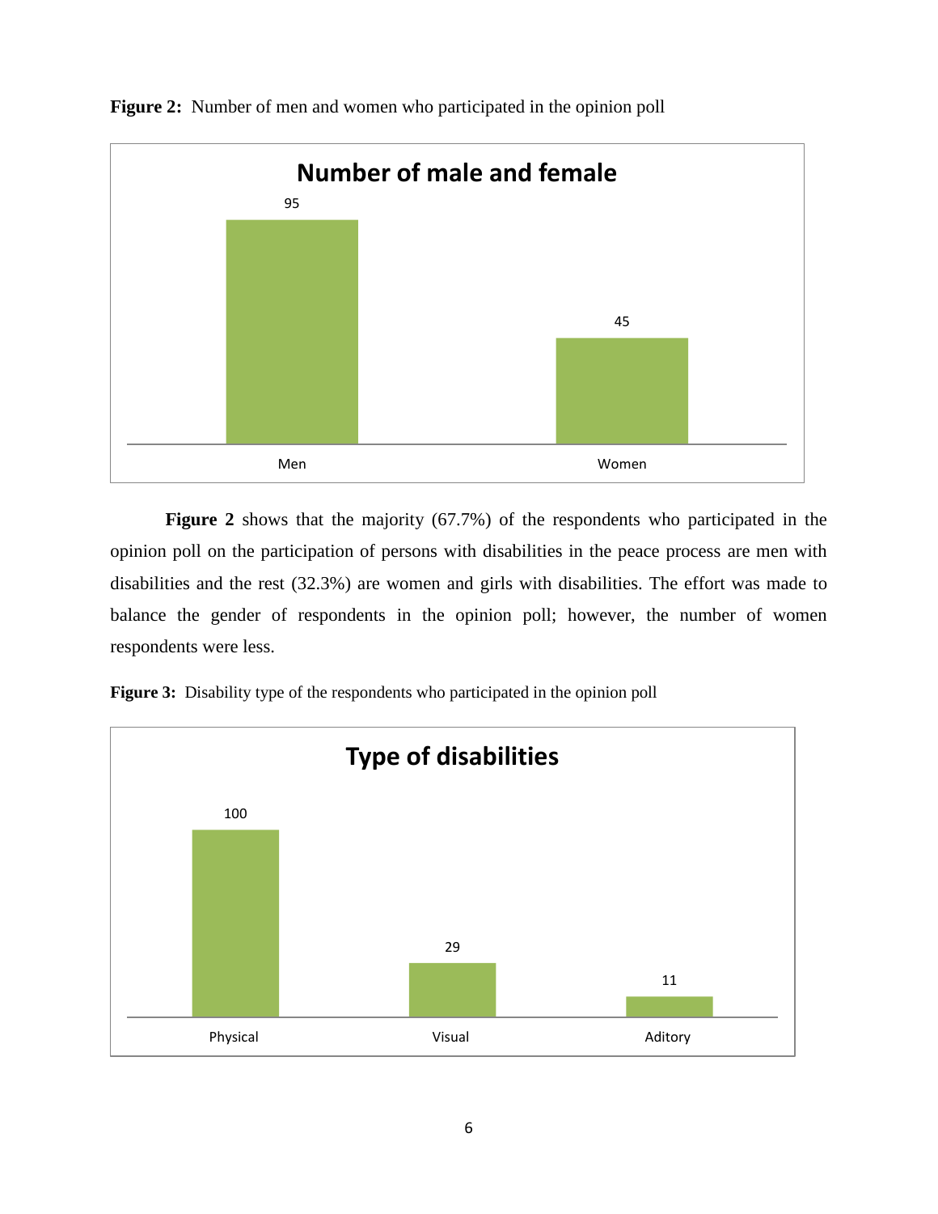**Figure 2:** Number of men and women who participated in the opinion poll

**Number of male and female**

| Men | Women |
|---|---|
| 95 | 45 |

**Figure 2** shows that the majority (67.7%) of the respondents who participated in the opinion poll on the participation of persons with disabilities in the peace process are men with disabilities and the rest (32.3%) are women and girls with disabilities. The effort was made to balance the gender of respondents in the opinion poll; however, the number of women respondents were less.

**Figure 3:** Disability type of the respondents who participated in the opinion poll

**Type of disabilities**

| Physical | Visual | Aditory |
|---|---|---|
| 100 | 29 | 11 |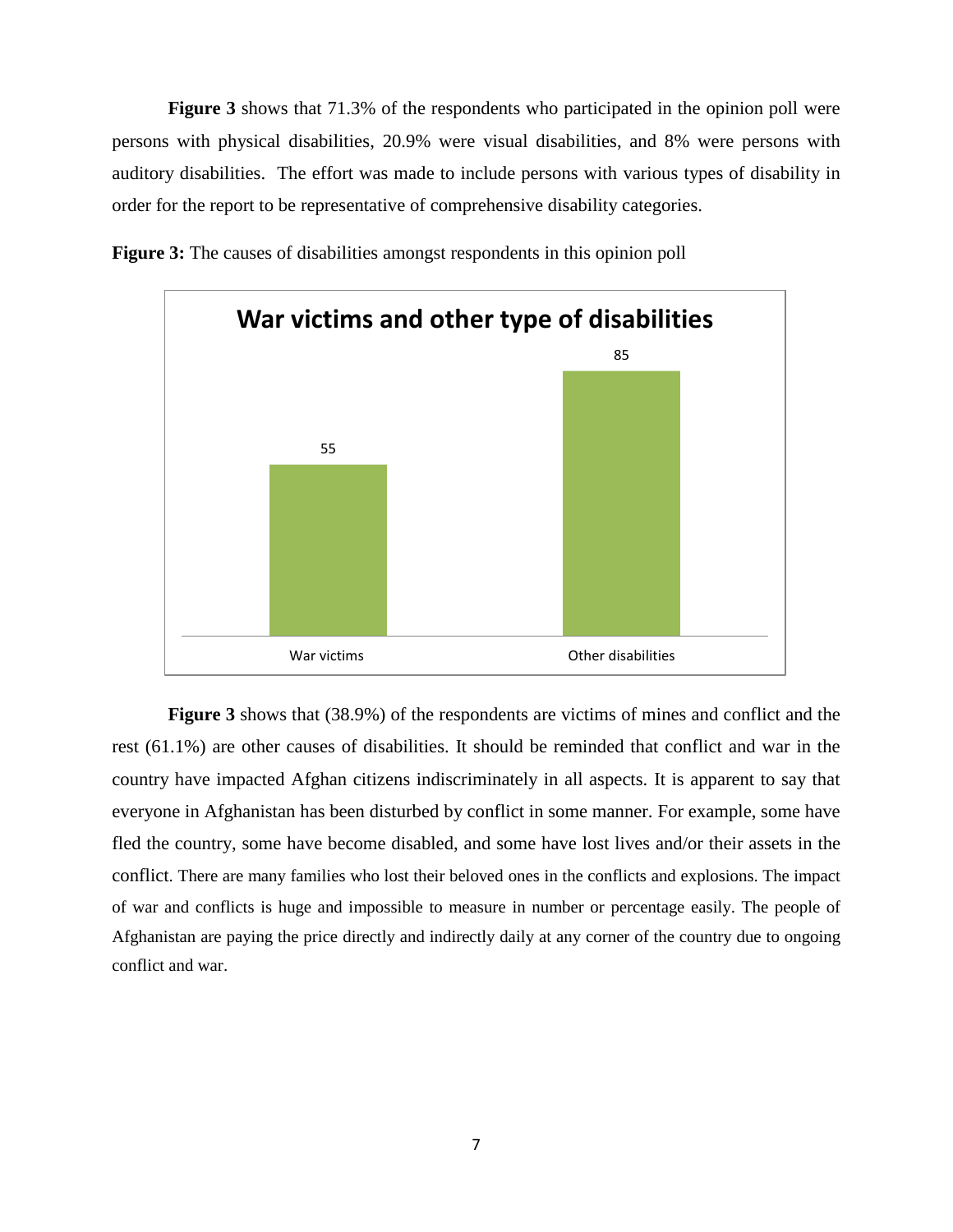**Figure 3** shows that 71.3% of the respondents who participated in the opinion poll were persons with physical disabilities, 20.9% were visual disabilities, and 8% were persons with auditory disabilities. The effort was made to include persons with various types of disability in order for the report to be representative of comprehensive disability categories.

**Figure 3:** The causes of disabilities amongst respondents in this opinion poll

**War victims and other type of disabilities**

| Category | Value |
| --- | --- |
| War victims | 55 |
| Other disabilities | 85 |

**Figure 3** shows that (38.9%) of the respondents are victims of mines and conflict and the rest (61.1%) are other causes of disabilities. It should be reminded that conflict and war in the country have impacted Afghan citizens indiscriminately in all aspects. It is apparent to say that everyone in Afghanistan has been disturbed by conflict in some manner. For example, some have fled the country, some have become disabled, and some have lost lives and/or their assets in the conflict. There are many families who lost their beloved ones in the conflicts and explosions. The impact of war and conflicts is huge and impossible to measure in number or percentage easily. The people of Afghanistan are paying the price directly and indirectly daily at any corner of the country due to ongoing conflict and war.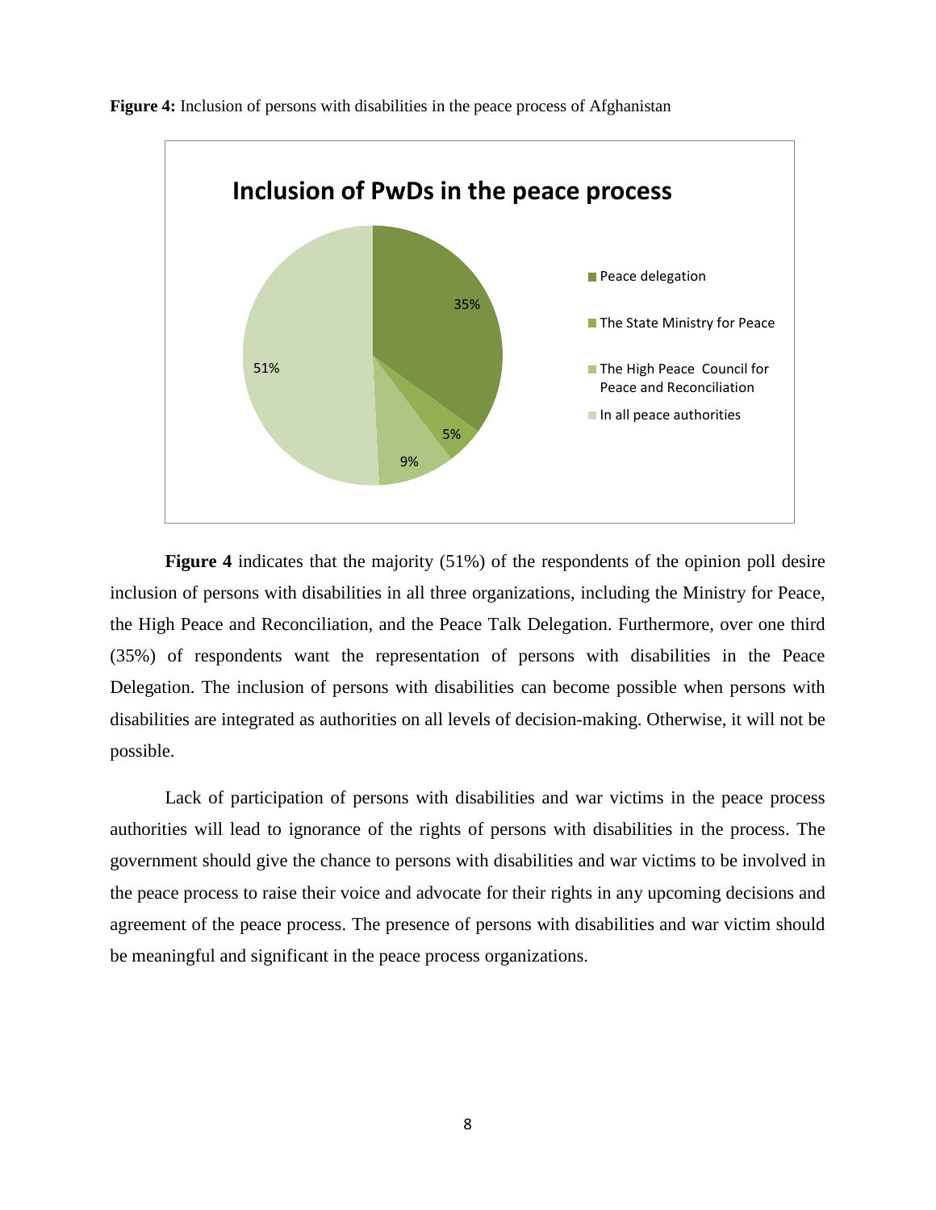**Figure 4:** Inclusion of persons with disabilities in the peace process of Afghanistan

**Figure 4** indicates that the majority (51%) of the respondents of the opinion poll desire inclusion of persons with disabilities in all three organizations, including the Ministry for Peace, the High Peace and Reconciliation, and the Peace Talk Delegation. Furthermore, over one third (35%) of respondents want the representation of persons with disabilities in the Peace Delegation. The inclusion of persons with disabilities can become possible when persons with disabilities are integrated as authorities on all levels of decision-making. Otherwise, it will not be possible.

Lack of participation of persons with disabilities and war victims in the peace process authorities will lead to ignorance of the rights of persons with disabilities in the process. The government should give the chance to persons with disabilities and war victims to be involved in the peace process to raise their voice and advocate for their rights in any upcoming decisions and agreement of the peace process. The presence of persons with disabilities and war victim should be meaningful and significant in the peace process organizations.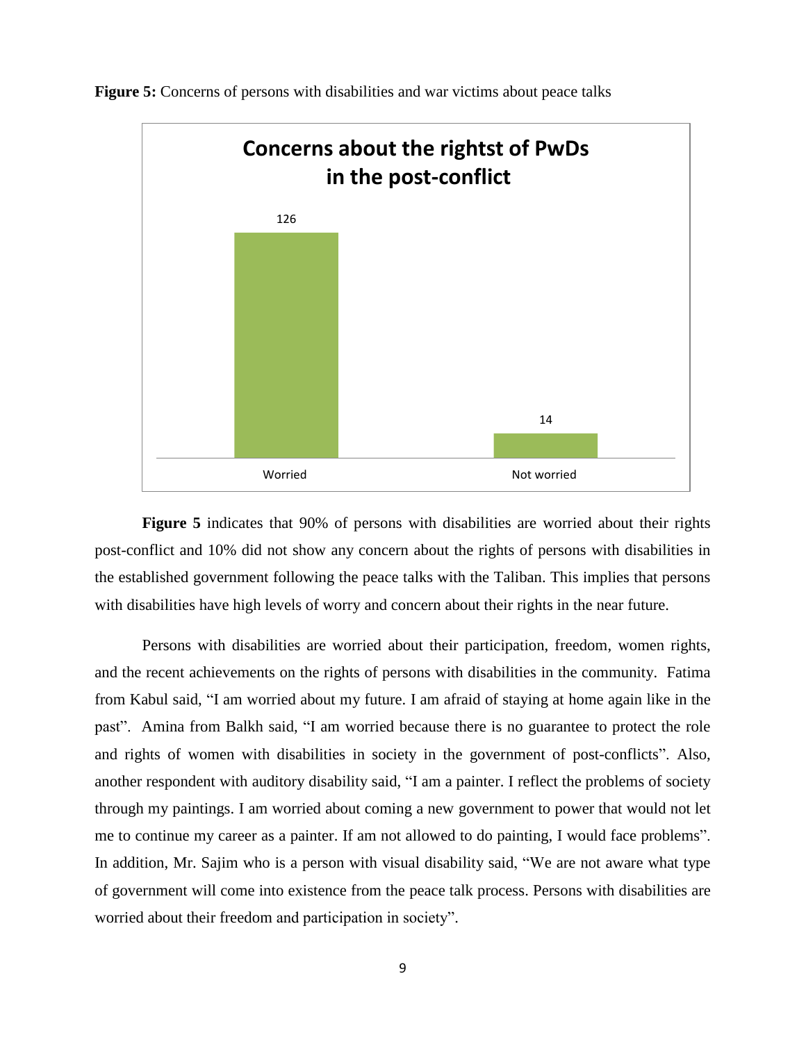**Figure 5:** Concerns of persons with disabilities and war victims about peace talks

**Concerns about the rightst of PwDs in the post-conflict**

| | Worried | Not worried |
|---|---|---|
| Count | 126 | 14 |

**Figure 5** indicates that 90% of persons with disabilities are worried about their rights post-conflict and 10% did not show any concern about the rights of persons with disabilities in the established government following the peace talks with the Taliban. This implies that persons with disabilities have high levels of worry and concern about their rights in the near future.

Persons with disabilities are worried about their participation, freedom, women rights, and the recent achievements on the rights of persons with disabilities in the community. Fatima from Kabul said, "I am worried about my future. I am afraid of staying at home again like in the past". Amina from Balkh said, "I am worried because there is no guarantee to protect the role and rights of women with disabilities in society in the government of post-conflicts". Also, another respondent with auditory disability said, "I am a painter. I reflect the problems of society through my paintings. I am worried about coming a new government to power that would not let me to continue my career as a painter. If am not allowed to do painting, I would face problems". In addition, Mr. Sajim who is a person with visual disability said, "We are not aware what type of government will come into existence from the peace talk process. Persons with disabilities are worried about their freedom and participation in society".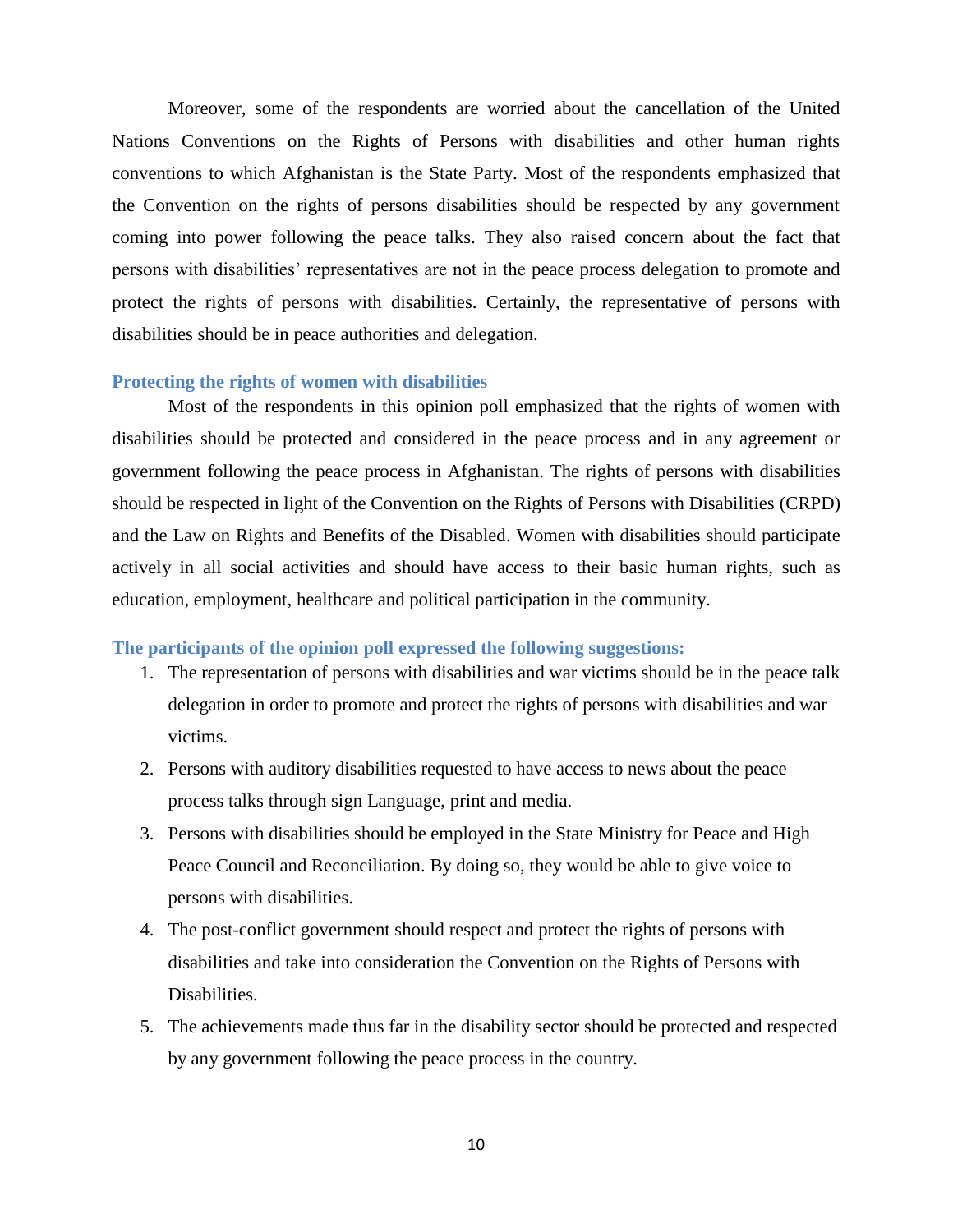Moreover, some of the respondents are worried about the cancellation of the United Nations Conventions on the Rights of Persons with disabilities and other human rights conventions to which Afghanistan is the State Party. Most of the respondents emphasized that the Convention on the rights of persons disabilities should be respected by any government coming into power following the peace talks. They also raised concern about the fact that persons with disabilities' representatives are not in the peace process delegation to promote and protect the rights of persons with disabilities. Certainly, the representative of persons with disabilities should be in peace authorities and delegation.

### Protecting the rights of women with disabilities

Most of the respondents in this opinion poll emphasized that the rights of women with disabilities should be protected and considered in the peace process and in any agreement or government following the peace process in Afghanistan. The rights of persons with disabilities should be respected in light of the Convention on the Rights of Persons with Disabilities (CRPD) and the Law on Rights and Benefits of the Disabled. Women with disabilities should participate actively in all social activities and should have access to their basic human rights, such as education, employment, healthcare and political participation in the community.

### The participants of the opinion poll expressed the following suggestions:

1. The representation of persons with disabilities and war victims should be in the peace talk delegation in order to promote and protect the rights of persons with disabilities and war victims.
2. Persons with auditory disabilities requested to have access to news about the peace process talks through sign Language, print and media.
3. Persons with disabilities should be employed in the State Ministry for Peace and High Peace Council and Reconciliation. By doing so, they would be able to give voice to persons with disabilities.
4. The post-conflict government should respect and protect the rights of persons with disabilities and take into consideration the Convention on the Rights of Persons with Disabilities.
5. The achievements made thus far in the disability sector should be protected and respected by any government following the peace process in the country.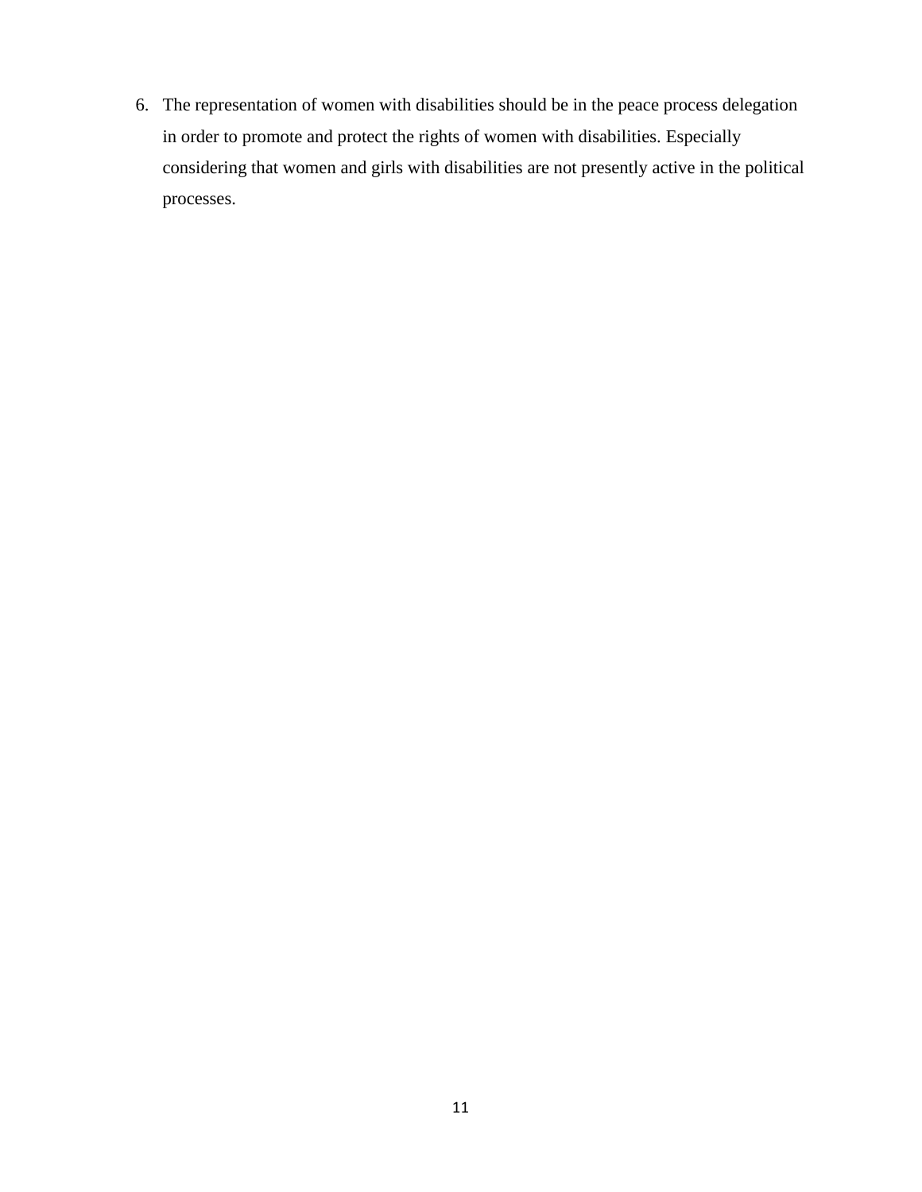6. The representation of women with disabilities should be in the peace process delegation in order to promote and protect the rights of women with disabilities. Especially considering that women and girls with disabilities are not presently active in the political processes.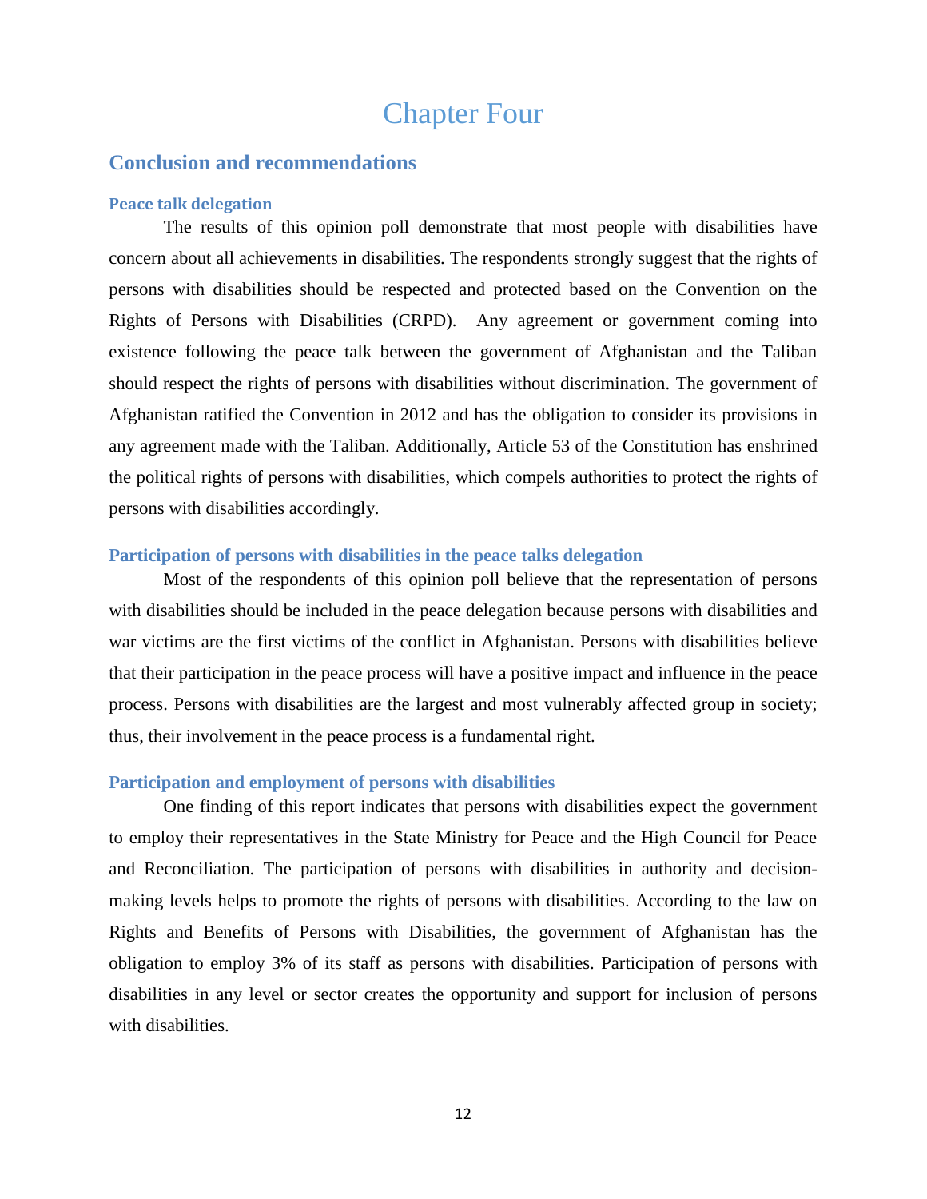# Chapter Four

## Conclusion and recommendations

### Peace talk delegation

The results of this opinion poll demonstrate that most people with disabilities have concern about all achievements in disabilities. The respondents strongly suggest that the rights of persons with disabilities should be respected and protected based on the Convention on the Rights of Persons with Disabilities (CRPD). Any agreement or government coming into existence following the peace talk between the government of Afghanistan and the Taliban should respect the rights of persons with disabilities without discrimination. The government of Afghanistan ratified the Convention in 2012 and has the obligation to consider its provisions in any agreement made with the Taliban. Additionally, Article 53 of the Constitution has enshrined the political rights of persons with disabilities, which compels authorities to protect the rights of persons with disabilities accordingly.

### Participation of persons with disabilities in the peace talks delegation

Most of the respondents of this opinion poll believe that the representation of persons with disabilities should be included in the peace delegation because persons with disabilities and war victims are the first victims of the conflict in Afghanistan. Persons with disabilities believe that their participation in the peace process will have a positive impact and influence in the peace process. Persons with disabilities are the largest and most vulnerably affected group in society; thus, their involvement in the peace process is a fundamental right.

### Participation and employment of persons with disabilities

One finding of this report indicates that persons with disabilities expect the government to employ their representatives in the State Ministry for Peace and the High Council for Peace and Reconciliation. The participation of persons with disabilities in authority and decision-making levels helps to promote the rights of persons with disabilities. According to the law on Rights and Benefits of Persons with Disabilities, the government of Afghanistan has the obligation to employ 3% of its staff as persons with disabilities. Participation of persons with disabilities in any level or sector creates the opportunity and support for inclusion of persons with disabilities.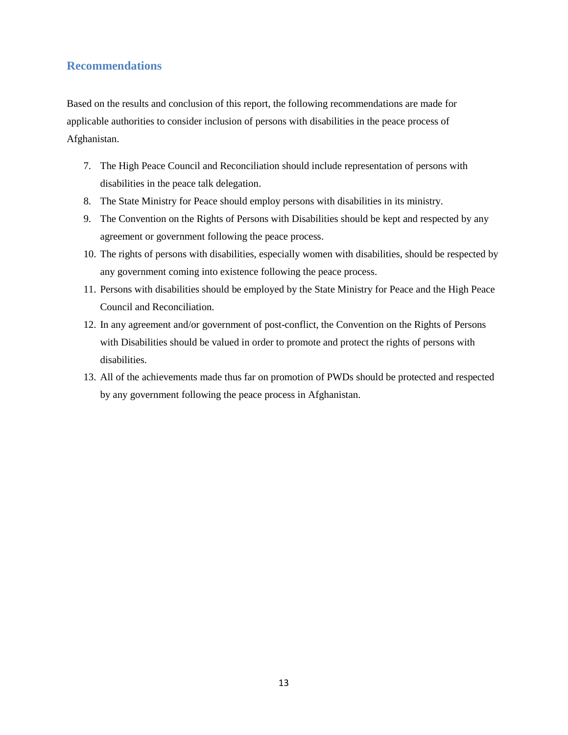## Recommendations

Based on the results and conclusion of this report, the following recommendations are made for applicable authorities to consider inclusion of persons with disabilities in the peace process of Afghanistan.

7. The High Peace Council and Reconciliation should include representation of persons with disabilities in the peace talk delegation.
8. The State Ministry for Peace should employ persons with disabilities in its ministry.
9. The Convention on the Rights of Persons with Disabilities should be kept and respected by any agreement or government following the peace process.
10. The rights of persons with disabilities, especially women with disabilities, should be respected by any government coming into existence following the peace process.
11. Persons with disabilities should be employed by the State Ministry for Peace and the High Peace Council and Reconciliation.
12. In any agreement and/or government of post-conflict, the Convention on the Rights of Persons with Disabilities should be valued in order to promote and protect the rights of persons with disabilities.
13. All of the achievements made thus far on promotion of PWDs should be protected and respected by any government following the peace process in Afghanistan.